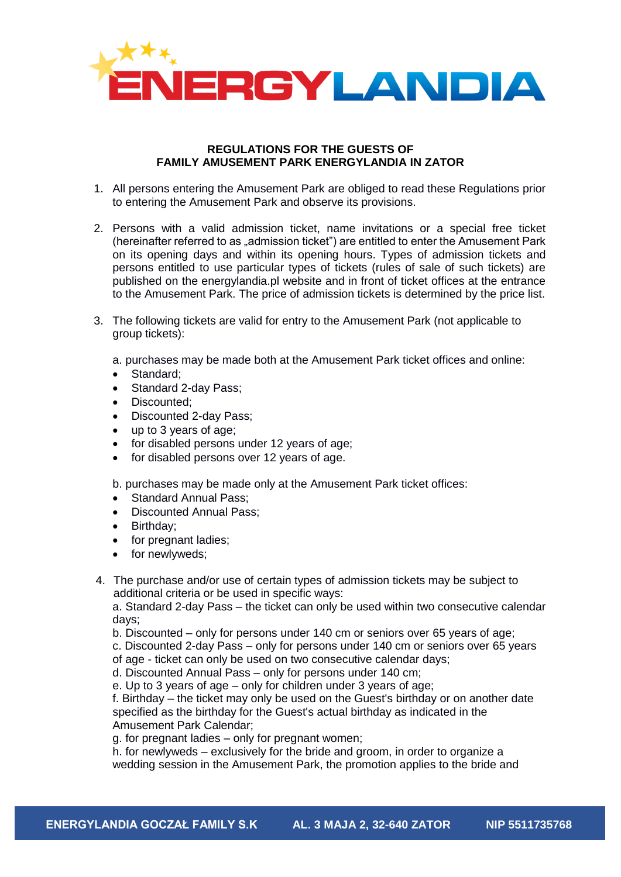## REGULATIONS FOR THE GUESTS OF FAMILY AMUSEMENT PARK ENERGYLANDIA IN ZATOR

1. All persons entering the Amusement Park are obliged to read these Regulations prior to entering the Amusement Park and observe its provisions.

2. Persons with a valid admission ticket, name invitations or a special free ticket (hereinafter referred to as „admission ticket") are entitled to enter the Amusement Park on its opening days and within its opening hours. Types of admission tickets and persons entitled to use particular types of tickets (rules of sale of such tickets) are published on the energylandia.pl website and in front of ticket offices at the entrance to the Amusement Park. The price of admission tickets is determined by the price list.

3. The following tickets are valid for entry to the Amusement Park (not applicable to group tickets):

   a. purchases may be made both at the Amusement Park ticket offices and online:
   - Standard;
   - Standard 2-day Pass;
   - Discounted;
   - Discounted 2-day Pass;
   - up to 3 years of age;
   - for disabled persons under 12 years of age;
   - for disabled persons over 12 years of age.

   b. purchases may be made only at the Amusement Park ticket offices:
   - Standard Annual Pass;
   - Discounted Annual Pass;
   - Birthday;
   - for pregnant ladies;
   - for newlyweds;

4. The purchase and/or use of certain types of admission tickets may be subject to additional criteria or be used in specific ways:
   a. Standard 2-day Pass – the ticket can only be used within two consecutive calendar days;
   b. Discounted – only for persons under 140 cm or seniors over 65 years of age;
   c. Discounted 2-day Pass – only for persons under 140 cm or seniors over 65 years of age - ticket can only be used on two consecutive calendar days;
   d. Discounted Annual Pass – only for persons under 140 cm;
   e. Up to 3 years of age – only for children under 3 years of age;
   f. Birthday – the ticket may only be used on the Guest's birthday or on another date specified as the birthday for the Guest's actual birthday as indicated in the Amusement Park Calendar;
   g. for pregnant ladies – only for pregnant women;
   h. for newlyweds – exclusively for the bride and groom, in order to organize a wedding session in the Amusement Park, the promotion applies to the bride and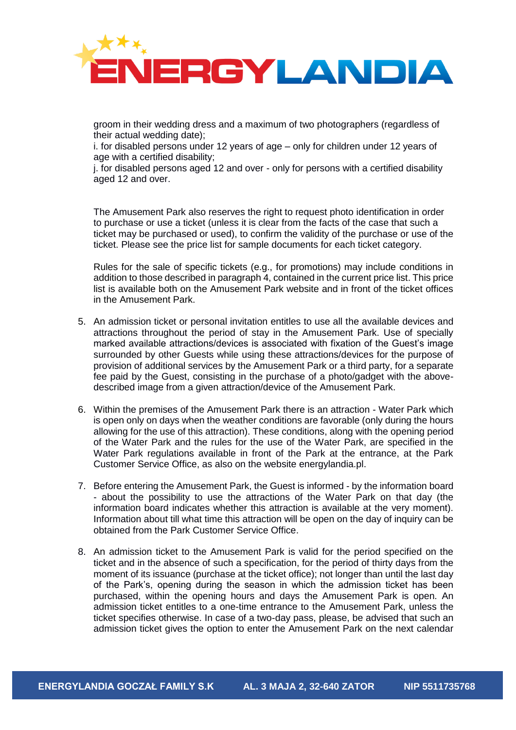groom in their wedding dress and a maximum of two photographers (regardless of their actual wedding date);

i. for disabled persons under 12 years of age – only for children under 12 years of age with a certified disability;

j. for disabled persons aged 12 and over - only for persons with a certified disability aged 12 and over.

The Amusement Park also reserves the right to request photo identification in order to purchase or use a ticket (unless it is clear from the facts of the case that such a ticket may be purchased or used), to confirm the validity of the purchase or use of the ticket. Please see the price list for sample documents for each ticket category.

Rules for the sale of specific tickets (e.g., for promotions) may include conditions in addition to those described in paragraph 4, contained in the current price list. This price list is available both on the Amusement Park website and in front of the ticket offices in the Amusement Park.

5. An admission ticket or personal invitation entitles to use all the available devices and attractions throughout the period of stay in the Amusement Park. Use of specially marked available attractions/devices is associated with fixation of the Guest's image surrounded by other Guests while using these attractions/devices for the purpose of provision of additional services by the Amusement Park or a third party, for a separate fee paid by the Guest, consisting in the purchase of a photo/gadget with the above-described image from a given attraction/device of the Amusement Park.

6. Within the premises of the Amusement Park there is an attraction - Water Park which is open only on days when the weather conditions are favorable (only during the hours allowing for the use of this attraction). These conditions, along with the opening period of the Water Park and the rules for the use of the Water Park, are specified in the Water Park regulations available in front of the Park at the entrance, at the Park Customer Service Office, as also on the website energylandia.pl.

7. Before entering the Amusement Park, the Guest is informed - by the information board - about the possibility to use the attractions of the Water Park on that day (the information board indicates whether this attraction is available at the very moment). Information about till what time this attraction will be open on the day of inquiry can be obtained from the Park Customer Service Office.

8. An admission ticket to the Amusement Park is valid for the period specified on the ticket and in the absence of such a specification, for the period of thirty days from the moment of its issuance (purchase at the ticket office); not longer than until the last day of the Park's, opening during the season in which the admission ticket has been purchased, within the opening hours and days the Amusement Park is open. An admission ticket entitles to a one-time entrance to the Amusement Park, unless the ticket specifies otherwise. In case of a two-day pass, please, be advised that such an admission ticket gives the option to enter the Amusement Park on the next calendar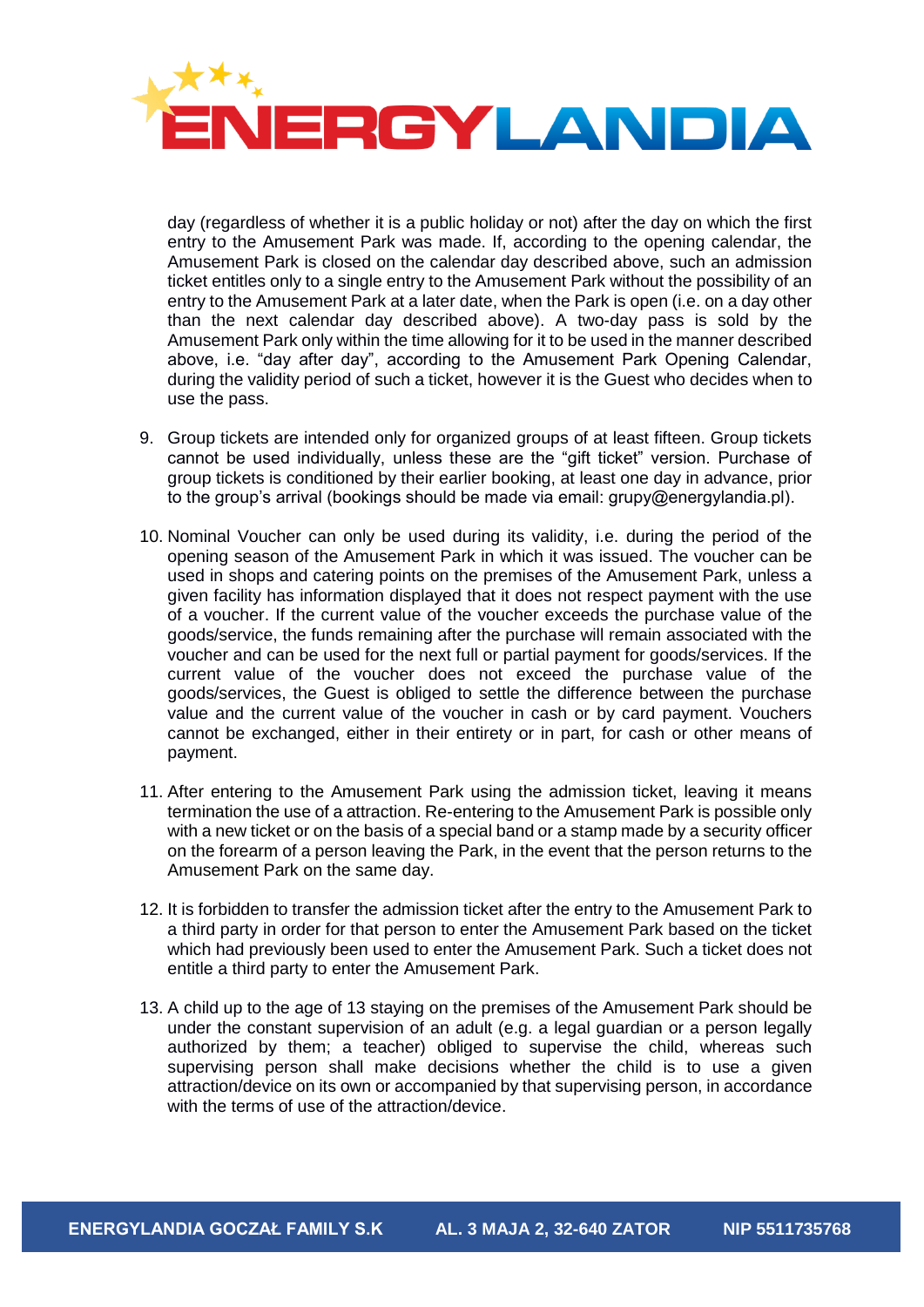day (regardless of whether it is a public holiday or not) after the day on which the first entry to the Amusement Park was made. If, according to the opening calendar, the Amusement Park is closed on the calendar day described above, such an admission ticket entitles only to a single entry to the Amusement Park without the possibility of an entry to the Amusement Park at a later date, when the Park is open (i.e. on a day other than the next calendar day described above). A two-day pass is sold by the Amusement Park only within the time allowing for it to be used in the manner described above, i.e. "day after day", according to the Amusement Park Opening Calendar, during the validity period of such a ticket, however it is the Guest who decides when to use the pass.

9. Group tickets are intended only for organized groups of at least fifteen. Group tickets cannot be used individually, unless these are the "gift ticket" version. Purchase of group tickets is conditioned by their earlier booking, at least one day in advance, prior to the group's arrival (bookings should be made via email: grupy@energylandia.pl).

10. Nominal Voucher can only be used during its validity, i.e. during the period of the opening season of the Amusement Park in which it was issued. The voucher can be used in shops and catering points on the premises of the Amusement Park, unless a given facility has information displayed that it does not respect payment with the use of a voucher. If the current value of the voucher exceeds the purchase value of the goods/service, the funds remaining after the purchase will remain associated with the voucher and can be used for the next full or partial payment for goods/services. If the current value of the voucher does not exceed the purchase value of the goods/services, the Guest is obliged to settle the difference between the purchase value and the current value of the voucher in cash or by card payment. Vouchers cannot be exchanged, either in their entirety or in part, for cash or other means of payment.

11. After entering to the Amusement Park using the admission ticket, leaving it means termination the use of a attraction. Re-entering to the Amusement Park is possible only with a new ticket or on the basis of a special band or a stamp made by a security officer on the forearm of a person leaving the Park, in the event that the person returns to the Amusement Park on the same day.

12. It is forbidden to transfer the admission ticket after the entry to the Amusement Park to a third party in order for that person to enter the Amusement Park based on the ticket which had previously been used to enter the Amusement Park. Such a ticket does not entitle a third party to enter the Amusement Park.

13. A child up to the age of 13 staying on the premises of the Amusement Park should be under the constant supervision of an adult (e.g. a legal guardian or a person legally authorized by them; a teacher) obliged to supervise the child, whereas such supervising person shall make decisions whether the child is to use a given attraction/device on its own or accompanied by that supervising person, in accordance with the terms of use of the attraction/device.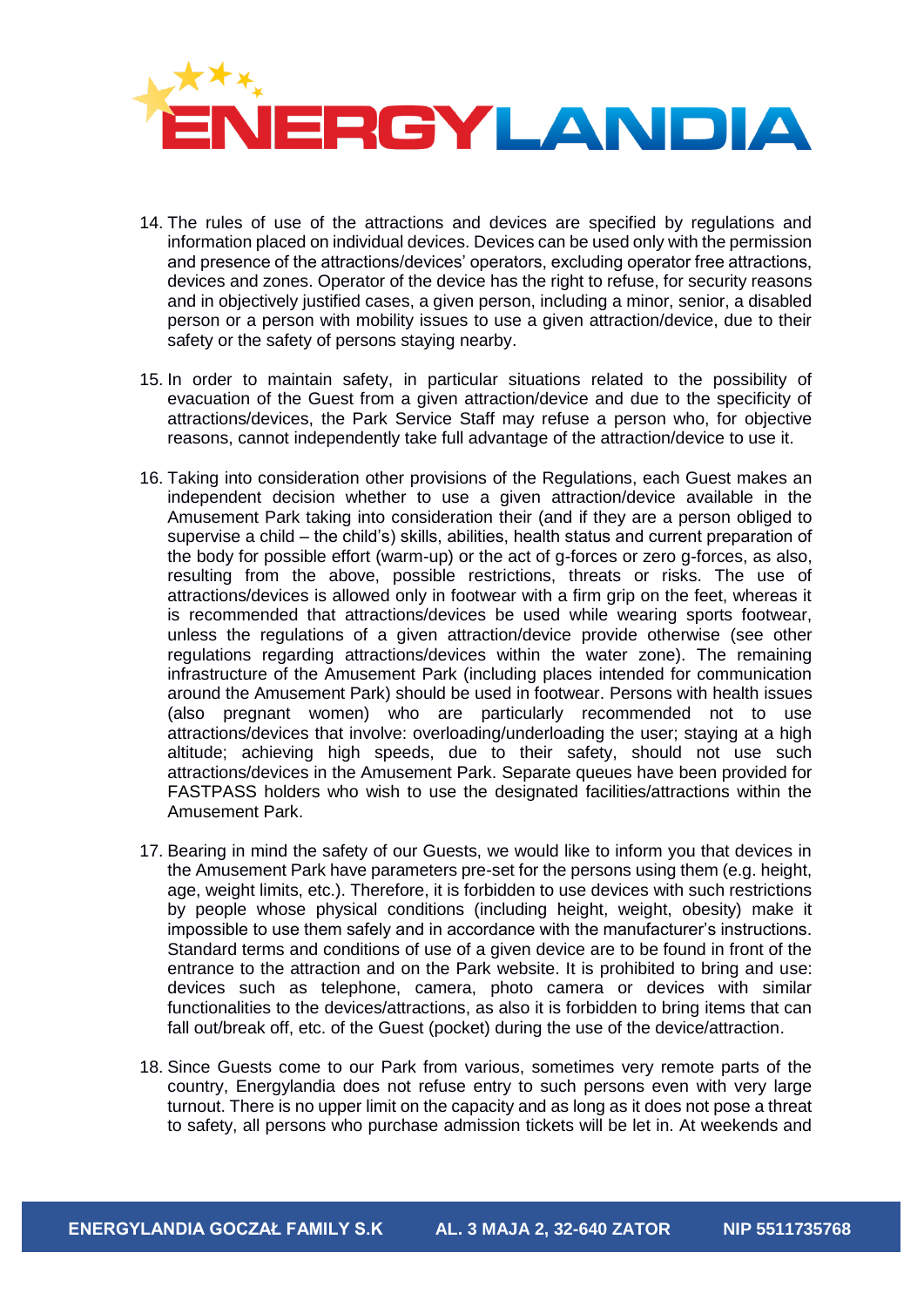14. The rules of use of the attractions and devices are specified by regulations and information placed on individual devices. Devices can be used only with the permission and presence of the attractions/devices' operators, excluding operator free attractions, devices and zones. Operator of the device has the right to refuse, for security reasons and in objectively justified cases, a given person, including a minor, senior, a disabled person or a person with mobility issues to use a given attraction/device, due to their safety or the safety of persons staying nearby.

15. In order to maintain safety, in particular situations related to the possibility of evacuation of the Guest from a given attraction/device and due to the specificity of attractions/devices, the Park Service Staff may refuse a person who, for objective reasons, cannot independently take full advantage of the attraction/device to use it.

16. Taking into consideration other provisions of the Regulations, each Guest makes an independent decision whether to use a given attraction/device available in the Amusement Park taking into consideration their (and if they are a person obliged to supervise a child – the child's) skills, abilities, health status and current preparation of the body for possible effort (warm-up) or the act of g-forces or zero g-forces, as also, resulting from the above, possible restrictions, threats or risks. The use of attractions/devices is allowed only in footwear with a firm grip on the feet, whereas it is recommended that attractions/devices be used while wearing sports footwear, unless the regulations of a given attraction/device provide otherwise (see other regulations regarding attractions/devices within the water zone). The remaining infrastructure of the Amusement Park (including places intended for communication around the Amusement Park) should be used in footwear. Persons with health issues (also pregnant women) who are particularly recommended not to use attractions/devices that involve: overloading/underloading the user; staying at a high altitude; achieving high speeds, due to their safety, should not use such attractions/devices in the Amusement Park. Separate queues have been provided for FASTPASS holders who wish to use the designated facilities/attractions within the Amusement Park.

17. Bearing in mind the safety of our Guests, we would like to inform you that devices in the Amusement Park have parameters pre-set for the persons using them (e.g. height, age, weight limits, etc.). Therefore, it is forbidden to use devices with such restrictions by people whose physical conditions (including height, weight, obesity) make it impossible to use them safely and in accordance with the manufacturer's instructions. Standard terms and conditions of use of a given device are to be found in front of the entrance to the attraction and on the Park website. It is prohibited to bring and use: devices such as telephone, camera, photo camera or devices with similar functionalities to the devices/attractions, as also it is forbidden to bring items that can fall out/break off, etc. of the Guest (pocket) during the use of the device/attraction.

18. Since Guests come to our Park from various, sometimes very remote parts of the country, Energylandia does not refuse entry to such persons even with very large turnout. There is no upper limit on the capacity and as long as it does not pose a threat to safety, all persons who purchase admission tickets will be let in. At weekends and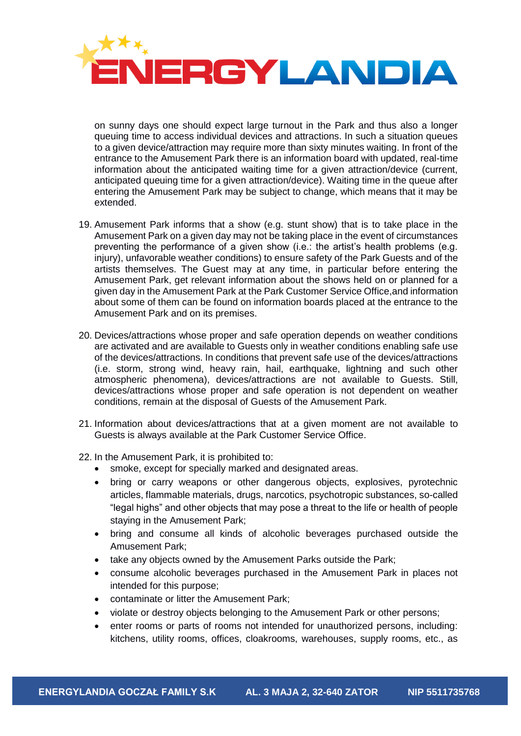on sunny days one should expect large turnout in the Park and thus also a longer queuing time to access individual devices and attractions. In such a situation queues to a given device/attraction may require more than sixty minutes waiting. In front of the entrance to the Amusement Park there is an information board with updated, real-time information about the anticipated waiting time for a given attraction/device (current, anticipated queuing time for a given attraction/device). Waiting time in the queue after entering the Amusement Park may be subject to change, which means that it may be extended.

19. Amusement Park informs that a show (e.g. stunt show) that is to take place in the Amusement Park on a given day may not be taking place in the event of circumstances preventing the performance of a given show (i.e.: the artist's health problems (e.g. injury), unfavorable weather conditions) to ensure safety of the Park Guests and of the artists themselves. The Guest may at any time, in particular before entering the Amusement Park, get relevant information about the shows held on or planned for a given day in the Amusement Park at the Park Customer Service Office,and information about some of them can be found on information boards placed at the entrance to the Amusement Park and on its premises.

20. Devices/attractions whose proper and safe operation depends on weather conditions are activated and are available to Guests only in weather conditions enabling safe use of the devices/attractions. In conditions that prevent safe use of the devices/attractions (i.e. storm, strong wind, heavy rain, hail, earthquake, lightning and such other atmospheric phenomena), devices/attractions are not available to Guests. Still, devices/attractions whose proper and safe operation is not dependent on weather conditions, remain at the disposal of Guests of the Amusement Park.

21. Information about devices/attractions that at a given moment are not available to Guests is always available at the Park Customer Service Office.

22. In the Amusement Park, it is prohibited to:
    - smoke, except for specially marked and designated areas.
    - bring or carry weapons or other dangerous objects, explosives, pyrotechnic articles, flammable materials, drugs, narcotics, psychotropic substances, so-called "legal highs" and other objects that may pose a threat to the life or health of people staying in the Amusement Park;
    - bring and consume all kinds of alcoholic beverages purchased outside the Amusement Park;
    - take any objects owned by the Amusement Parks outside the Park;
    - consume alcoholic beverages purchased in the Amusement Park in places not intended for this purpose;
    - contaminate or litter the Amusement Park;
    - violate or destroy objects belonging to the Amusement Park or other persons;
    - enter rooms or parts of rooms not intended for unauthorized persons, including: kitchens, utility rooms, offices, cloakrooms, warehouses, supply rooms, etc., as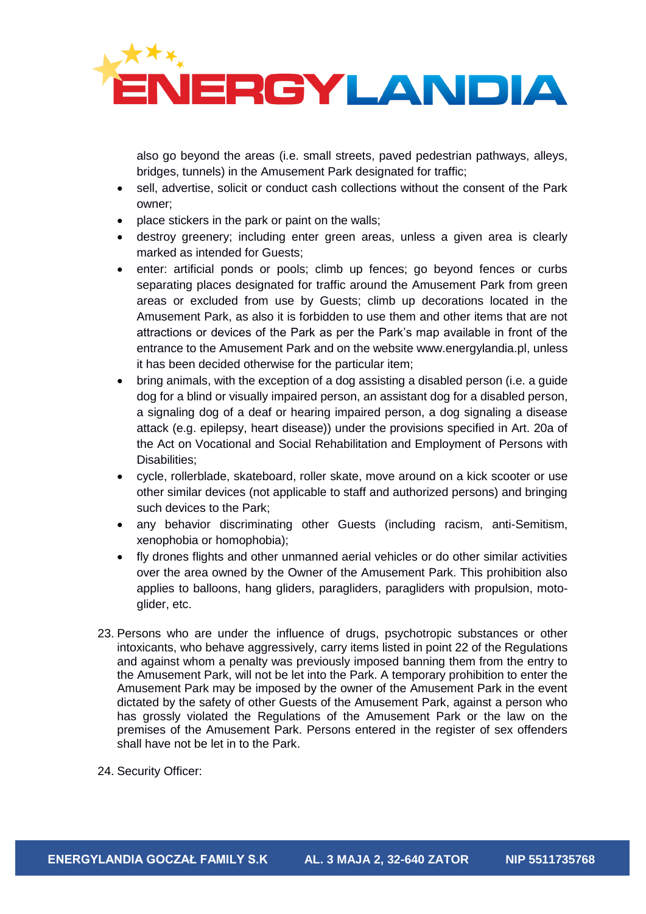also go beyond the areas (i.e. small streets, paved pedestrian pathways, alleys, bridges, tunnels) in the Amusement Park designated for traffic;

- sell, advertise, solicit or conduct cash collections without the consent of the Park owner;
- place stickers in the park or paint on the walls;
- destroy greenery; including enter green areas, unless a given area is clearly marked as intended for Guests;
- enter: artificial ponds or pools; climb up fences; go beyond fences or curbs separating places designated for traffic around the Amusement Park from green areas or excluded from use by Guests; climb up decorations located in the Amusement Park, as also it is forbidden to use them and other items that are not attractions or devices of the Park as per the Park's map available in front of the entrance to the Amusement Park and on the website www.energylandia.pl, unless it has been decided otherwise for the particular item;
- bring animals, with the exception of a dog assisting a disabled person (i.e. a guide dog for a blind or visually impaired person, an assistant dog for a disabled person, a signaling dog of a deaf or hearing impaired person, a dog signaling a disease attack (e.g. epilepsy, heart disease)) under the provisions specified in Art. 20a of the Act on Vocational and Social Rehabilitation and Employment of Persons with Disabilities;
- cycle, rollerblade, skateboard, roller skate, move around on a kick scooter or use other similar devices (not applicable to staff and authorized persons) and bringing such devices to the Park;
- any behavior discriminating other Guests (including racism, anti-Semitism, xenophobia or homophobia);
- fly drones flights and other unmanned aerial vehicles or do other similar activities over the area owned by the Owner of the Amusement Park. This prohibition also applies to balloons, hang gliders, paragliders, paragliders with propulsion, moto-glider, etc.

23. Persons who are under the influence of drugs, psychotropic substances or other intoxicants, who behave aggressively, carry items listed in point 22 of the Regulations and against whom a penalty was previously imposed banning them from the entry to the Amusement Park, will not be let into the Park. A temporary prohibition to enter the Amusement Park may be imposed by the owner of the Amusement Park in the event dictated by the safety of other Guests of the Amusement Park, against a person who has grossly violated the Regulations of the Amusement Park or the law on the premises of the Amusement Park. Persons entered in the register of sex offenders shall have not be let in to the Park.

24. Security Officer: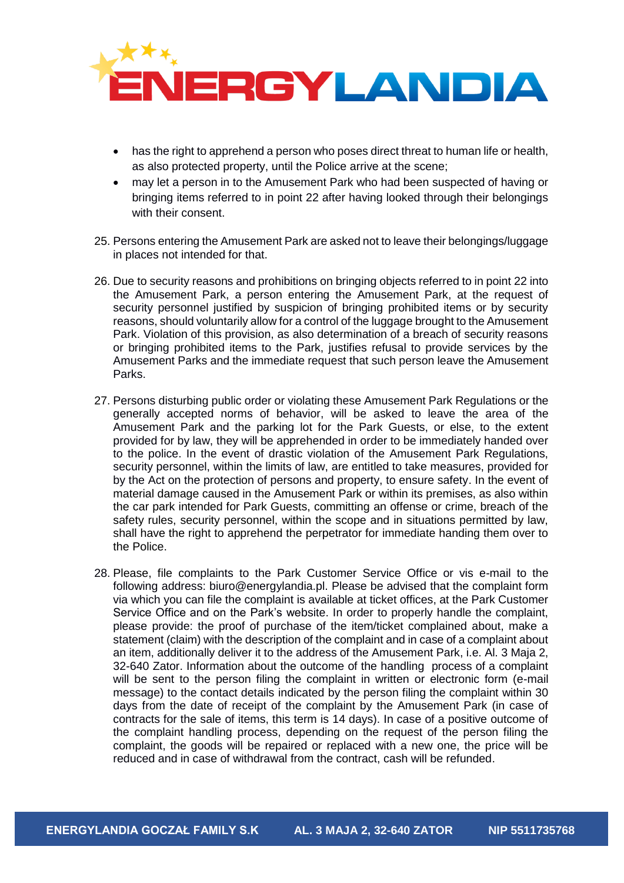- has the right to apprehend a person who poses direct threat to human life or health, as also protected property, until the Police arrive at the scene;
- may let a person in to the Amusement Park who had been suspected of having or bringing items referred to in point 22 after having looked through their belongings with their consent.

25. Persons entering the Amusement Park are asked not to leave their belongings/luggage in places not intended for that.

26. Due to security reasons and prohibitions on bringing objects referred to in point 22 into the Amusement Park, a person entering the Amusement Park, at the request of security personnel justified by suspicion of bringing prohibited items or by security reasons, should voluntarily allow for a control of the luggage brought to the Amusement Park. Violation of this provision, as also determination of a breach of security reasons or bringing prohibited items to the Park, justifies refusal to provide services by the Amusement Parks and the immediate request that such person leave the Amusement Parks.

27. Persons disturbing public order or violating these Amusement Park Regulations or the generally accepted norms of behavior, will be asked to leave the area of the Amusement Park and the parking lot for the Park Guests, or else, to the extent provided for by law, they will be apprehended in order to be immediately handed over to the police. In the event of drastic violation of the Amusement Park Regulations, security personnel, within the limits of law, are entitled to take measures, provided for by the Act on the protection of persons and property, to ensure safety. In the event of material damage caused in the Amusement Park or within its premises, as also within the car park intended for Park Guests, committing an offense or crime, breach of the safety rules, security personnel, within the scope and in situations permitted by law, shall have the right to apprehend the perpetrator for immediate handing them over to the Police.

28. Please, file complaints to the Park Customer Service Office or vis e-mail to the following address: biuro@energylandia.pl. Please be advised that the complaint form via which you can file the complaint is available at ticket offices, at the Park Customer Service Office and on the Park's website. In order to properly handle the complaint, please provide: the proof of purchase of the item/ticket complained about, make a statement (claim) with the description of the complaint and in case of a complaint about an item, additionally deliver it to the address of the Amusement Park, i.e. Al. 3 Maja 2, 32-640 Zator. Information about the outcome of the handling process of a complaint will be sent to the person filing the complaint in written or electronic form (e-mail message) to the contact details indicated by the person filing the complaint within 30 days from the date of receipt of the complaint by the Amusement Park (in case of contracts for the sale of items, this term is 14 days). In case of a positive outcome of the complaint handling process, depending on the request of the person filing the complaint, the goods will be repaired or replaced with a new one, the price will be reduced and in case of withdrawal from the contract, cash will be refunded.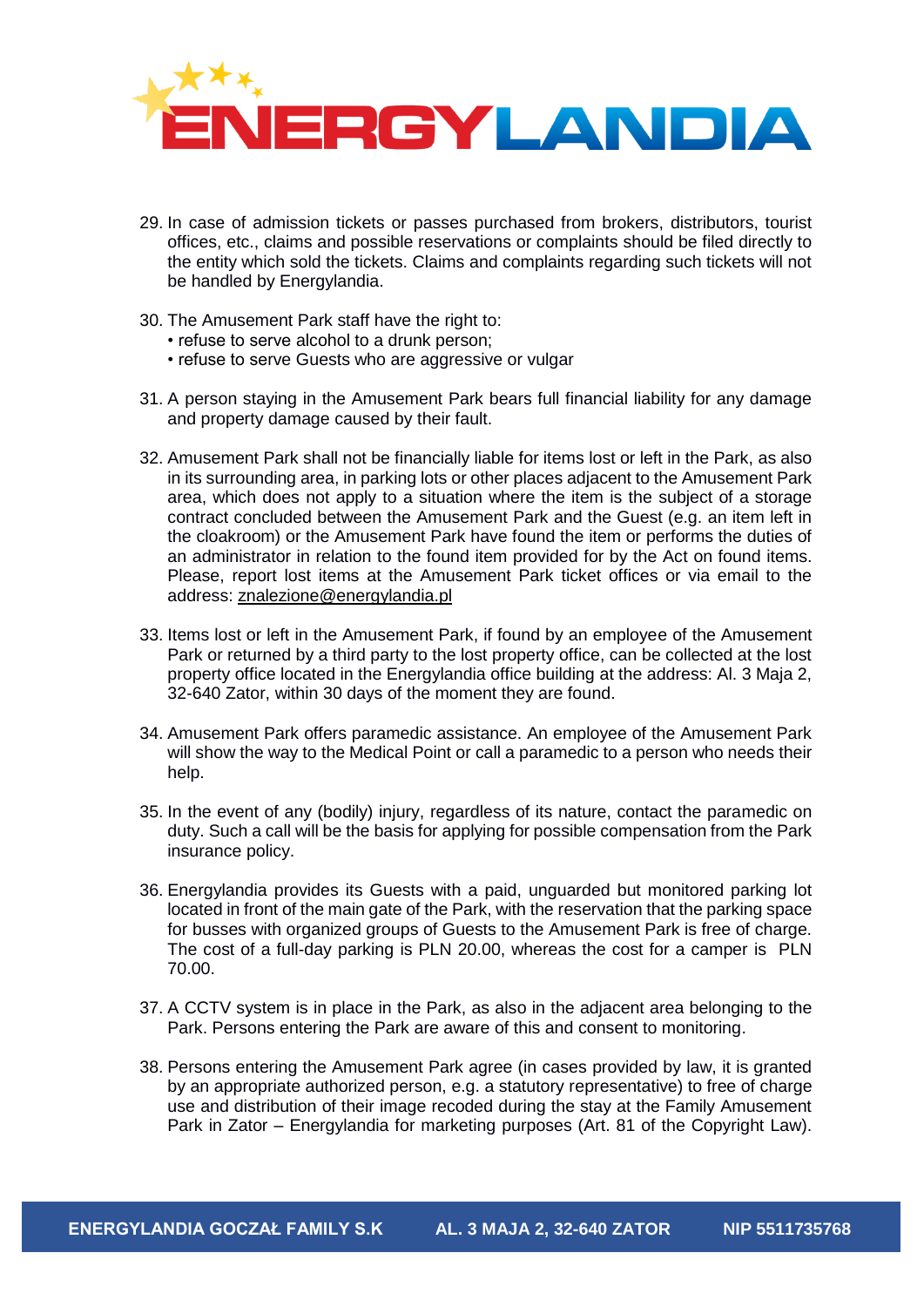29. In case of admission tickets or passes purchased from brokers, distributors, tourist offices, etc., claims and possible reservations or complaints should be filed directly to the entity which sold the tickets. Claims and complaints regarding such tickets will not be handled by Energylandia.

30. The Amusement Park staff have the right to:
    • refuse to serve alcohol to a drunk person;
    • refuse to serve Guests who are aggressive or vulgar

31. A person staying in the Amusement Park bears full financial liability for any damage and property damage caused by their fault.

32. Amusement Park shall not be financially liable for items lost or left in the Park, as also in its surrounding area, in parking lots or other places adjacent to the Amusement Park area, which does not apply to a situation where the item is the subject of a storage contract concluded between the Amusement Park and the Guest (e.g. an item left in the cloakroom) or the Amusement Park have found the item or performs the duties of an administrator in relation to the found item provided for by the Act on found items. Please, report lost items at the Amusement Park ticket offices or via email to the address: znalezione@energylandia.pl

33. Items lost or left in the Amusement Park, if found by an employee of the Amusement Park or returned by a third party to the lost property office, can be collected at the lost property office located in the Energylandia office building at the address: Al. 3 Maja 2, 32-640 Zator, within 30 days of the moment they are found.

34. Amusement Park offers paramedic assistance. An employee of the Amusement Park will show the way to the Medical Point or call a paramedic to a person who needs their help.

35. In the event of any (bodily) injury, regardless of its nature, contact the paramedic on duty. Such a call will be the basis for applying for possible compensation from the Park insurance policy.

36. Energylandia provides its Guests with a paid, unguarded but monitored parking lot located in front of the main gate of the Park, with the reservation that the parking space for busses with organized groups of Guests to the Amusement Park is free of charge. The cost of a full-day parking is PLN 20.00, whereas the cost for a camper is PLN 70.00.

37. A CCTV system is in place in the Park, as also in the adjacent area belonging to the Park. Persons entering the Park are aware of this and consent to monitoring.

38. Persons entering the Amusement Park agree (in cases provided by law, it is granted by an appropriate authorized person, e.g. a statutory representative) to free of charge use and distribution of their image recoded during the stay at the Family Amusement Park in Zator – Energylandia for marketing purposes (Art. 81 of the Copyright Law).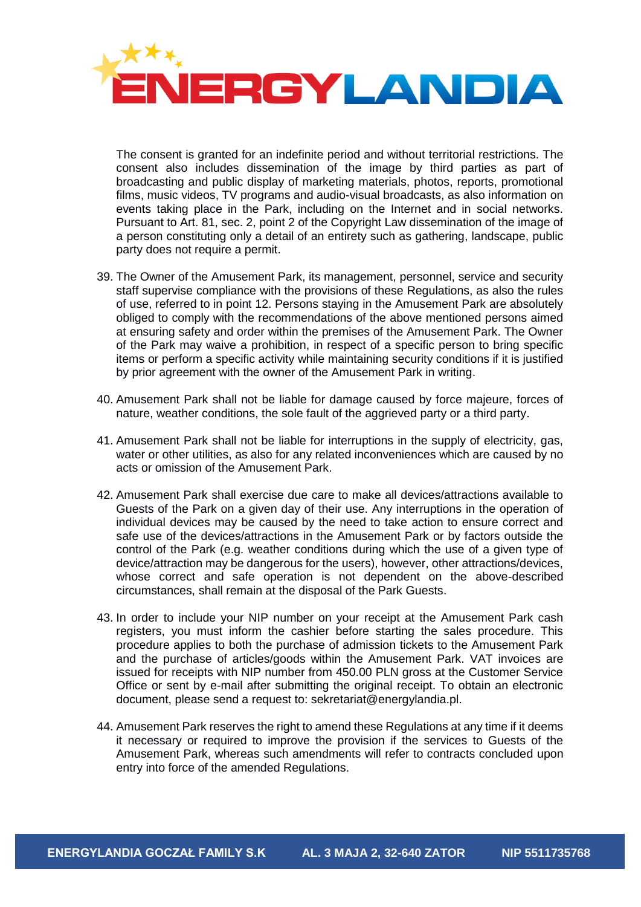The consent is granted for an indefinite period and without territorial restrictions. The consent also includes dissemination of the image by third parties as part of broadcasting and public display of marketing materials, photos, reports, promotional films, music videos, TV programs and audio-visual broadcasts, as also information on events taking place in the Park, including on the Internet and in social networks. Pursuant to Art. 81, sec. 2, point 2 of the Copyright Law dissemination of the image of a person constituting only a detail of an entirety such as gathering, landscape, public party does not require a permit.

39. The Owner of the Amusement Park, its management, personnel, service and security staff supervise compliance with the provisions of these Regulations, as also the rules of use, referred to in point 12. Persons staying in the Amusement Park are absolutely obliged to comply with the recommendations of the above mentioned persons aimed at ensuring safety and order within the premises of the Amusement Park. The Owner of the Park may waive a prohibition, in respect of a specific person to bring specific items or perform a specific activity while maintaining security conditions if it is justified by prior agreement with the owner of the Amusement Park in writing.

40. Amusement Park shall not be liable for damage caused by force majeure, forces of nature, weather conditions, the sole fault of the aggrieved party or a third party.

41. Amusement Park shall not be liable for interruptions in the supply of electricity, gas, water or other utilities, as also for any related inconveniences which are caused by no acts or omission of the Amusement Park.

42. Amusement Park shall exercise due care to make all devices/attractions available to Guests of the Park on a given day of their use. Any interruptions in the operation of individual devices may be caused by the need to take action to ensure correct and safe use of the devices/attractions in the Amusement Park or by factors outside the control of the Park (e.g. weather conditions during which the use of a given type of device/attraction may be dangerous for the users), however, other attractions/devices, whose correct and safe operation is not dependent on the above-described circumstances, shall remain at the disposal of the Park Guests.

43. In order to include your NIP number on your receipt at the Amusement Park cash registers, you must inform the cashier before starting the sales procedure. This procedure applies to both the purchase of admission tickets to the Amusement Park and the purchase of articles/goods within the Amusement Park. VAT invoices are issued for receipts with NIP number from 450.00 PLN gross at the Customer Service Office or sent by e-mail after submitting the original receipt. To obtain an electronic document, please send a request to: sekretariat@energylandia.pl.

44. Amusement Park reserves the right to amend these Regulations at any time if it deems it necessary or required to improve the provision if the services to Guests of the Amusement Park, whereas such amendments will refer to contracts concluded upon entry into force of the amended Regulations.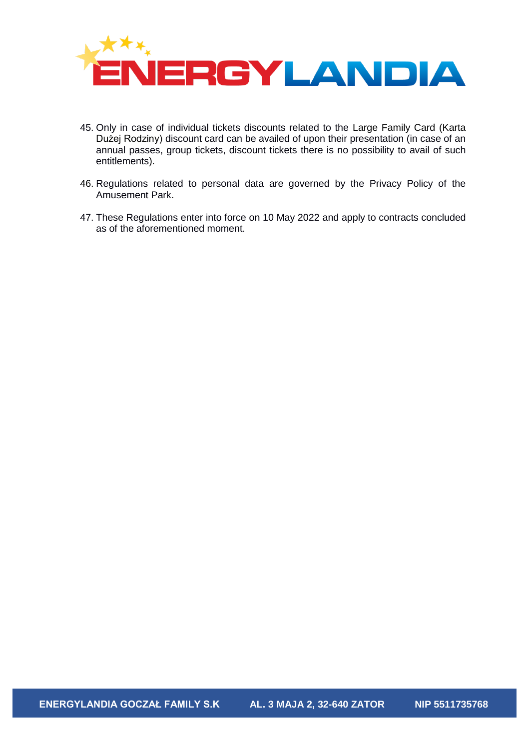45. Only in case of individual tickets discounts related to the Large Family Card (Karta Dużej Rodziny) discount card can be availed of upon their presentation (in case of an annual passes, group tickets, discount tickets there is no possibility to avail of such entitlements).

46. Regulations related to personal data are governed by the Privacy Policy of the Amusement Park.

47. These Regulations enter into force on 10 May 2022 and apply to contracts concluded as of the aforementioned moment.